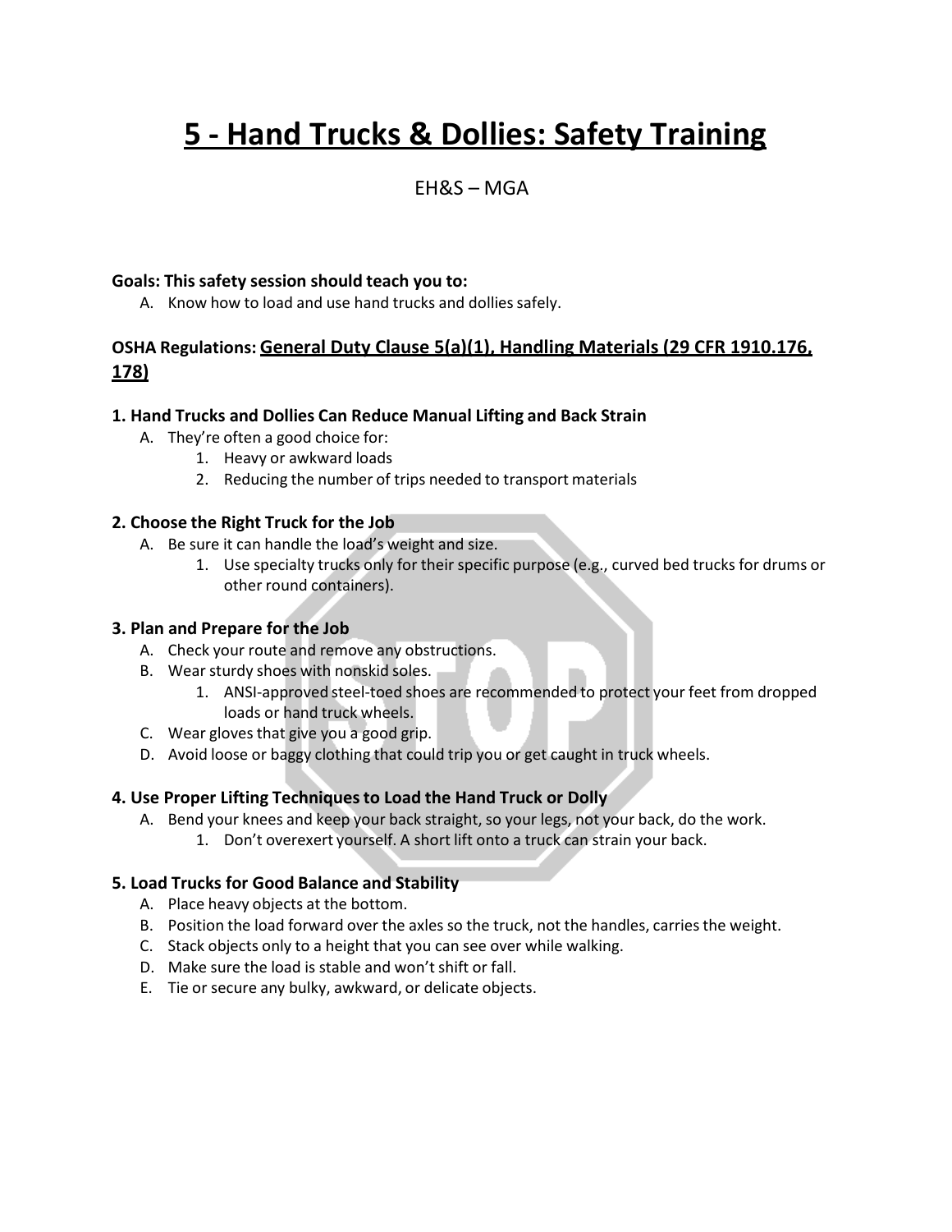# 5 - Hand Trucks & Dollies: Safety Training

EH&S – MGA

**Goals: This safety session should teach you to:**

A. Know how to load and use hand trucks and dollies safely.

**OSHA Regulations:** **General Duty Clause 5(a)(1), Handling Materials (29 CFR 1910.176, 178)**

### 1. Hand Trucks and Dollies Can Reduce Manual Lifting and Back Strain

A. They're often a good choice for:
   1. Heavy or awkward loads
   2. Reducing the number of trips needed to transport materials

### 2. Choose the Right Truck for the Job

A. Be sure it can handle the load's weight and size.
   1. Use specialty trucks only for their specific purpose (e.g., curved bed trucks for drums or other round containers).

### 3. Plan and Prepare for the Job

A. Check your route and remove any obstructions.

B. Wear sturdy shoes with nonskid soles.
   1. ANSI-approved steel-toed shoes are recommended to protect your feet from dropped loads or hand truck wheels.

C. Wear gloves that give you a good grip.

D. Avoid loose or baggy clothing that could trip you or get caught in truck wheels.

### 4. Use Proper Lifting Techniques to Load the Hand Truck or Dolly

A. Bend your knees and keep your back straight, so your legs, not your back, do the work.
   1. Don't overexert yourself. A short lift onto a truck can strain your back.

### 5. Load Trucks for Good Balance and Stability

A. Place heavy objects at the bottom.

B. Position the load forward over the axles so the truck, not the handles, carries the weight.

C. Stack objects only to a height that you can see over while walking.

D. Make sure the load is stable and won't shift or fall.

E. Tie or secure any bulky, awkward, or delicate objects.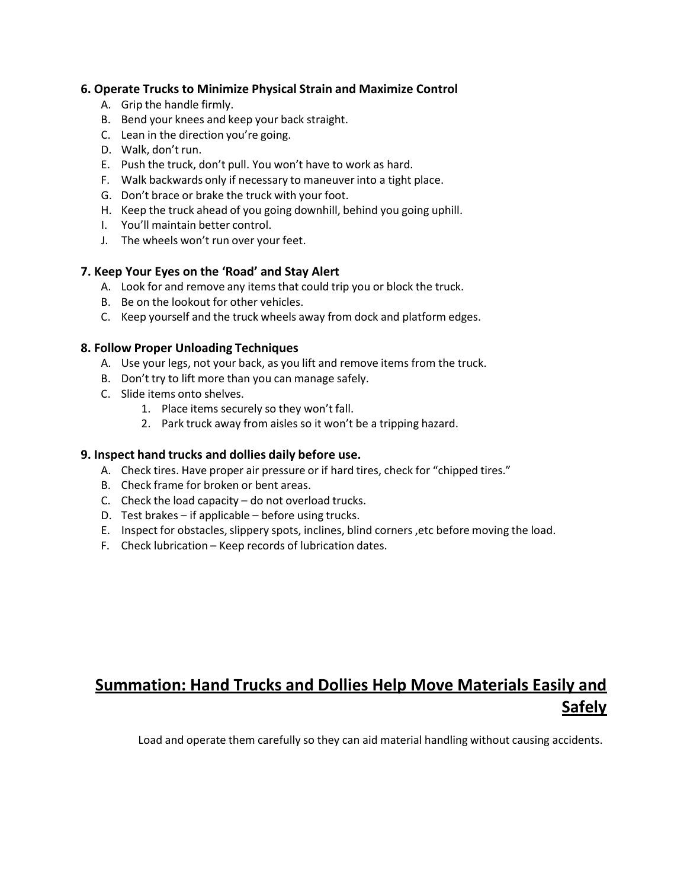**6. Operate Trucks to Minimize Physical Strain and Maximize Control**

A. Grip the handle firmly.
B. Bend your knees and keep your back straight.
C. Lean in the direction you're going.
D. Walk, don't run.
E. Push the truck, don't pull. You won't have to work as hard.
F. Walk backwards only if necessary to maneuver into a tight place.
G. Don't brace or brake the truck with your foot.
H. Keep the truck ahead of you going downhill, behind you going uphill.
I. You'll maintain better control.
J. The wheels won't run over your feet.

**7. Keep Your Eyes on the 'Road' and Stay Alert**

A. Look for and remove any items that could trip you or block the truck.
B. Be on the lookout for other vehicles.
C. Keep yourself and the truck wheels away from dock and platform edges.

**8. Follow Proper Unloading Techniques**

A. Use your legs, not your back, as you lift and remove items from the truck.
B. Don't try to lift more than you can manage safely.
C. Slide items onto shelves.
   1. Place items securely so they won't fall.
   2. Park truck away from aisles so it won't be a tripping hazard.

**9. Inspect hand trucks and dollies daily before use.**

A. Check tires. Have proper air pressure or if hard tires, check for "chipped tires."
B. Check frame for broken or bent areas.
C. Check the load capacity – do not overload trucks.
D. Test brakes – if applicable – before using trucks.
E. Inspect for obstacles, slippery spots, inclines, blind corners ,etc before moving the load.
F. Check lubrication – Keep records of lubrication dates.

## Summation: Hand Trucks and Dollies Help Move Materials Easily and Safely

Load and operate them carefully so they can aid material handling without causing accidents.